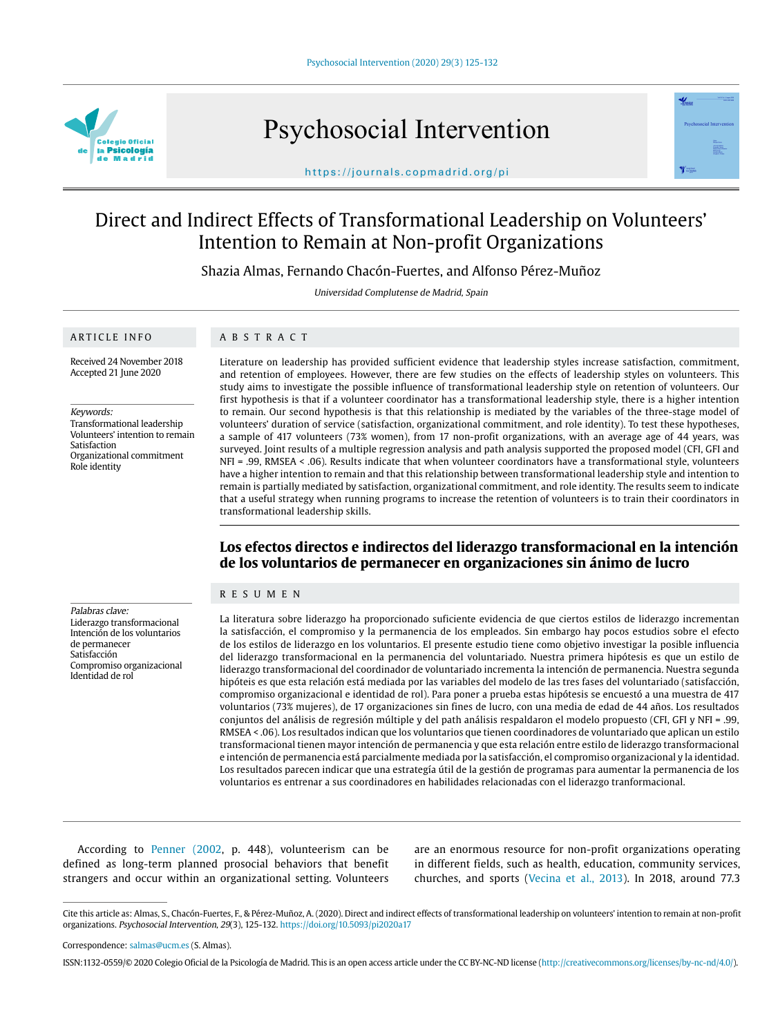# Direct and Indirect Effects of Transformational Leadership on Volunteers' Intention to Remain at Non-profit Organizations

Shazia Almas, Fernando Chacón-Fuertes, and Alfonso Pérez-Muñoz

*Universidad Complutense de Madrid, Spain*

## ARTICLE INFO

Received 24 November 2018
Accepted 21 June 2020

*Keywords:*
Transformational leadership
Volunteers' intention to remain
Satisfaction
Organizational commitment
Role identity

## ABSTRACT

Literature on leadership has provided sufficient evidence that leadership styles increase satisfaction, commitment, and retention of employees. However, there are few studies on the effects of leadership styles on volunteers. This study aims to investigate the possible influence of transformational leadership style on retention of volunteers. Our first hypothesis is that if a volunteer coordinator has a transformational leadership style, there is a higher intention to remain. Our second hypothesis is that this relationship is mediated by the variables of the three-stage model of volunteers' duration of service (satisfaction, organizational commitment, and role identity). To test these hypotheses, a sample of 417 volunteers (73% women), from 17 non-profit organizations, with an average age of 44 years, was surveyed. Joint results of a multiple regression analysis and path analysis supported the proposed model (CFI, GFI and NFI = .99, RMSEA < .06). Results indicate that when volunteer coordinators have a transformational style, volunteers have a higher intention to remain and that this relationship between transformational leadership style and intention to remain is partially mediated by satisfaction, organizational commitment, and role identity. The results seem to indicate that a useful strategy when running programs to increase the retention of volunteers is to train their coordinators in transformational leadership skills.

## Los efectos directos e indirectos del liderazgo transformacional en la intención de los voluntarios de permanecer en organizaciones sin ánimo de lucro

*Palabras clave:*
Liderazgo transformacional
Intención de los voluntarios de permanecer
Satisfacción
Compromiso organizacional
Identidad de rol

## RESUMEN

La literatura sobre liderazgo ha proporcionado suficiente evidencia de que ciertos estilos de liderazgo incrementan la satisfacción, el compromiso y la permanencia de los empleados. Sin embargo hay pocos estudios sobre el efecto de los estilos de liderazgo en los voluntarios. El presente estudio tiene como objetivo investigar la posible influencia del liderazgo transformacional en la permanencia del voluntariado. Nuestra primera hipótesis es que un estilo de liderazgo transformacional del coordinador de voluntariado incrementa la intención de permanencia. Nuestra segunda hipóteis es que esta relación está mediada por las variables del modelo de las tres fases del voluntariado (satisfacción, compromiso organizacional e identidad de rol). Para poner a prueba estas hipótesis se encuestó a una muestra de 417 voluntarios (73% mujeres), de 17 organizaciones sin fines de lucro, con una media de edad de 44 años. Los resultados conjuntos del análisis de regresión múltiple y del path análisis respaldaron el modelo propuesto (CFI, GFI y NFI = .99, RMSEA < .06). Los resultados indican que los voluntarios que tienen coordinadores de voluntariado que aplican un estilo transformacional tienen mayor intención de permanencia y que esta relación entre estilo de liderazgo transformacional e intención de permanencia está parcialmente mediada por la satisfacción, el compromiso organizacional y la identidad. Los resultados parecen indicar que una estrategia útil de la gestión de programas para aumentar la permanencia de los voluntarios es entrenar a sus coordinadores en habilidades relacionadas con el liderazgo tranformacional.

According to Penner (2002, p. 448), volunteerism can be defined as long-term planned prosocial behaviors that benefit strangers and occur within an organizational setting. Volunteers are an enormous resource for non-profit organizations operating in different fields, such as health, education, community services, churches, and sports (Vecina et al., 2013). In 2018, around 77.3

Cite this article as: Almas, S., Chacón-Fuertes, F., & Pérez-Muñoz, A. (2020). Direct and indirect effects of transformational leadership on volunteers' intention to remain at non-profit organizations. *Psychosocial Intervention*, *29*(3), 125-132. https://doi.org/10.5093/pi2020a17

Correspondence: salmas@ucm.es (S. Almas).

ISSN:1132-0559/© 2020 Colegio Oficial de la Psicología de Madrid. This is an open access article under the CC BY-NC-ND license (http://creativecommons.org/licenses/by-nc-nd/4.0/).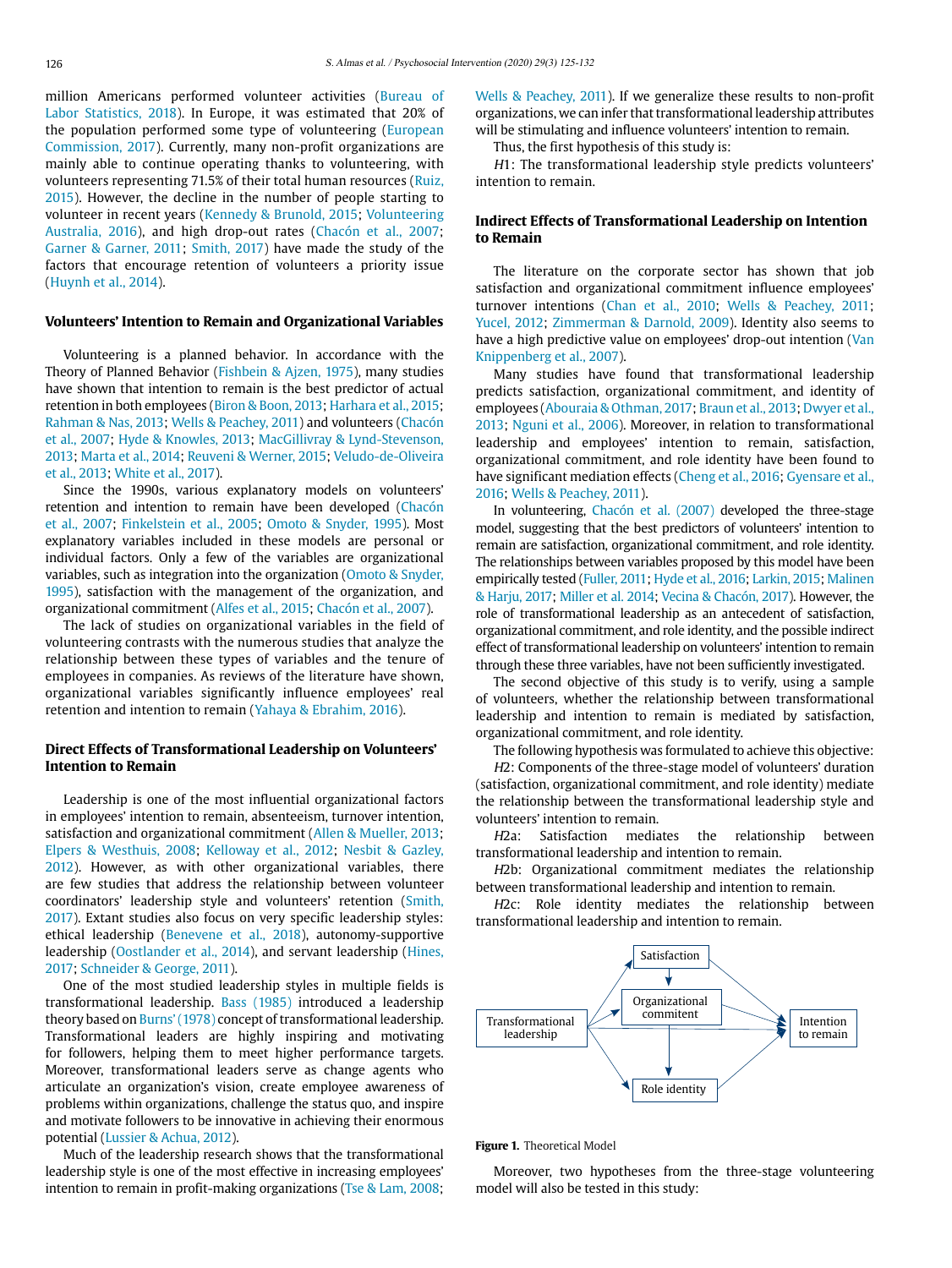million Americans performed volunteer activities (Bureau of Labor Statistics, 2018). In Europe, it was estimated that 20% of the population performed some type of volunteering (European Commission, 2017). Currently, many non-profit organizations are mainly able to continue operating thanks to volunteering, with volunteers representing 71.5% of their total human resources (Ruiz, 2015). However, the decline in the number of people starting to volunteer in recent years (Kennedy & Brunold, 2015; Volunteering Australia, 2016), and high drop-out rates (Chacón et al., 2007; Garner & Garner, 2011; Smith, 2017) have made the study of the factors that encourage retention of volunteers a priority issue (Huynh et al., 2014).

### Volunteers' Intention to Remain and Organizational Variables

Volunteering is a planned behavior. In accordance with the Theory of Planned Behavior (Fishbein & Ajzen, 1975), many studies have shown that intention to remain is the best predictor of actual retention in both employees (Biron & Boon, 2013; Harhara et al., 2015; Rahman & Nas, 2013; Wells & Peachey, 2011) and volunteers (Chacón et al., 2007; Hyde & Knowles, 2013; MacGillivray & Lynd-Stevenson, 2013; Marta et al., 2014; Reuveni & Werner, 2015; Veludo-de-Oliveira et al., 2013; White et al., 2017).

Since the 1990s, various explanatory models on volunteers' retention and intention to remain have been developed (Chacón et al., 2007; Finkelstein et al., 2005; Omoto & Snyder, 1995). Most explanatory variables included in these models are personal or individual factors. Only a few of the variables are organizational variables, such as integration into the organization (Omoto & Snyder, 1995), satisfaction with the management of the organization, and organizational commitment (Alfes et al., 2015; Chacón et al., 2007).

The lack of studies on organizational variables in the field of volunteering contrasts with the numerous studies that analyze the relationship between these types of variables and the tenure of employees in companies. As reviews of the literature have shown, organizational variables significantly influence employees' real retention and intention to remain (Yahaya & Ebrahim, 2016).

### Direct Effects of Transformational Leadership on Volunteers' Intention to Remain

Leadership is one of the most influential organizational factors in employees' intention to remain, absenteeism, turnover intention, satisfaction and organizational commitment (Allen & Mueller, 2013; Elpers & Westhuis, 2008; Kelloway et al., 2012; Nesbit & Gazley, 2012). However, as with other organizational variables, there are few studies that address the relationship between volunteer coordinators' leadership style and volunteers' retention (Smith, 2017). Extant studies also focus on very specific leadership styles: ethical leadership (Benevene et al., 2018), autonomy-supportive leadership (Oostlander et al., 2014), and servant leadership (Hines, 2017; Schneider & George, 2011).

One of the most studied leadership styles in multiple fields is transformational leadership. Bass (1985) introduced a leadership theory based on Burns' (1978) concept of transformational leadership. Transformational leaders are highly inspiring and motivating for followers, helping them to meet higher performance targets. Moreover, transformational leaders serve as change agents who articulate an organization's vision, create employee awareness of problems within organizations, challenge the status quo, and inspire and motivate followers to be innovative in achieving their enormous potential (Lussier & Achua, 2012).

Much of the leadership research shows that the transformational leadership style is one of the most effective in increasing employees' intention to remain in profit-making organizations (Tse & Lam, 2008; Wells & Peachey, 2011). If we generalize these results to non-profit organizations, we can infer that transformational leadership attributes will be stimulating and influence volunteers' intention to remain.

Thus, the first hypothesis of this study is:

*H*1: The transformational leadership style predicts volunteers' intention to remain.

### Indirect Effects of Transformational Leadership on Intention to Remain

The literature on the corporate sector has shown that job satisfaction and organizational commitment influence employees' turnover intentions (Chan et al., 2010; Wells & Peachey, 2011; Yucel, 2012; Zimmerman & Darnold, 2009). Identity also seems to have a high predictive value on employees' drop-out intention (Van Knippenberg et al., 2007).

Many studies have found that transformational leadership predicts satisfaction, organizational commitment, and identity of employees (Abouraia & Othman, 2017; Braun et al., 2013; Dwyer et al., 2013; Nguni et al., 2006). Moreover, in relation to transformational leadership and employees' intention to remain, satisfaction, organizational commitment, and role identity have been found to have significant mediation effects (Cheng et al., 2016; Gyensare et al., 2016; Wells & Peachey, 2011).

In volunteering, Chacón et al. (2007) developed the three-stage model, suggesting that the best predictors of volunteers' intention to remain are satisfaction, organizational commitment, and role identity. The relationships between variables proposed by this model have been empirically tested (Fuller, 2011; Hyde et al., 2016; Larkin, 2015; Malinen & Harju, 2017; Miller et al. 2014; Vecina & Chacón, 2017). However, the role of transformational leadership as an antecedent of satisfaction, organizational commitment, and role identity, and the possible indirect effect of transformational leadership on volunteers' intention to remain through these three variables, have not been sufficiently investigated.

The second objective of this study is to verify, using a sample of volunteers, whether the relationship between transformational leadership and intention to remain is mediated by satisfaction, organizational commitment, and role identity.

The following hypothesis was formulated to achieve this objective:

*H*2: Components of the three-stage model of volunteers' duration (satisfaction, organizational commitment, and role identity) mediate the relationship between the transformational leadership style and volunteers' intention to remain.

*H*2a: Satisfaction mediates the relationship between transformational leadership and intention to remain.

*H*2b: Organizational commitment mediates the relationship between transformational leadership and intention to remain.

*H*2c: Role identity mediates the relationship between transformational leadership and intention to remain.

**Figure 1.** Theoretical Model

Moreover, two hypotheses from the three-stage volunteering model will also be tested in this study: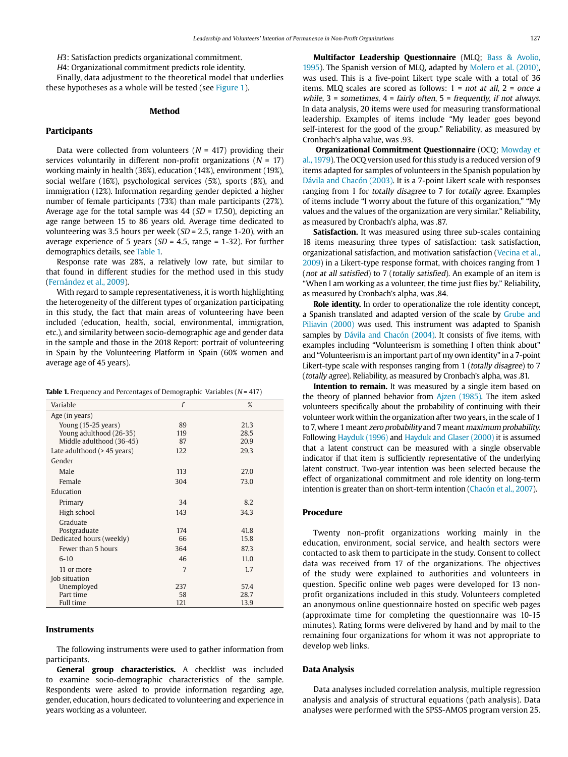*H3*: Satisfaction predicts organizational commitment.

*H4*: Organizational commitment predicts role identity.

Finally, data adjustment to the theoretical model that underlies these hypotheses as a whole will be tested (see Figure 1).

## Method

### Participants

Data were collected from volunteers (*N* = 417) providing their services voluntarily in different non-profit organizations (*N* = 17) working mainly in health (36%), education (14%), environment (19%), social welfare (16%), psychological services (5%), sports (8%), and immigration (12%). Information regarding gender depicted a higher number of female participants (73%) than male participants (27%). Average age for the total sample was 44 (*SD* = 17.50), depicting an age range between 15 to 86 years old. Average time dedicated to volunteering was 3.5 hours per week (*SD* = 2.5, range 1-20), with an average experience of 5 years (*SD* = 4.5, range = 1-32). For further demographics details, see Table 1.

Response rate was 28%, a relatively low rate, but similar to that found in different studies for the method used in this study (Fernández et al., 2009).

With regard to sample representativeness, it is worth highlighting the heterogeneity of the different types of organization participating in this study, the fact that main areas of volunteering have been included (education, health, social, environmental, immigration, etc.), and similarity between socio-demographic age and gender data in the sample and those in the 2018 Report: portrait of volunteering in Spain by the Volunteering Platform in Spain (60% women and average age of 45 years).

**Table 1.** Frequency and Percentages of Demographic Variables (*N* = 417)

| Variable | *f* | % |
|---|---|---|
| Age (in years) | | |
| Young (15-25 years) | 89 | 21.3 |
| Young adulthood (26-35) | 119 | 28.5 |
| Middle adulthood (36-45) | 87 | 20.9 |
| Late adulthood (> 45 years) | 122 | 29.3 |
| Gender | | |
| Male | 113 | 27.0 |
| Female | 304 | 73.0 |
| Education | | |
| Primary | 34 | 8.2 |
| High school | 143 | 34.3 |
| Graduate | | |
| Postgraduate | 174 | 41.8 |
| Dedicated hours (weekly) | 66 | 15.8 |
| Fewer than 5 hours | 364 | 87.3 |
| 6-10 | 46 | 11.0 |
| 11 or more | 7 | 1.7 |
| Job situation | | |
| Unemployed | 237 | 57.4 |
| Part time | 58 | 28.7 |
| Full time | 121 | 13.9 |

### Instruments

The following instruments were used to gather information from participants.

**General group characteristics.** A checklist was included to examine socio-demographic characteristics of the sample. Respondents were asked to provide information regarding age, gender, education, hours dedicated to volunteering and experience in years working as a volunteer.

**Multifactor Leadership Questionnaire** (MLQ; Bass & Avolio, 1995). The Spanish version of MLQ, adapted by Molero et al. (2010), was used. This is a five-point Likert type scale with a total of 36 items. MLQ scales are scored as follows: 1 = *not at all*, 2 = *once a while*, 3 = *sometimes*, 4 = *fairly often*, 5 = *frequently, if not always*. In data analysis, 20 items were used for measuring transformational leadership. Examples of items include "My leader goes beyond self-interest for the good of the group." Reliability, as measured by Cronbach's alpha value, was .93.

**Organizational Commitment Questionnaire** (OCQ; Mowday et al., 1979). The OCQ version used for this study is a reduced version of 9 items adapted for samples of volunteers in the Spanish population by Dávila and Chacón (2003). It is a 7-point Likert scale with responses ranging from 1 for *totally disagree* to 7 for *totally agree*. Examples of items include "I worry about the future of this organization," "My values and the values of the organization are very similar." Reliability, as measured by Cronbach's alpha, was .87.

**Satisfaction.** It was measured using three sub-scales containing 18 items measuring three types of satisfaction: task satisfaction, organizational satisfaction, and motivation satisfaction (Vecina et al., 2009) in a Likert-type response format, with choices ranging from 1 (*not at all satisfied*) to 7 (*totally satisfied*). An example of an item is "When I am working as a volunteer, the time just flies by." Reliability, as measured by Cronbach's alpha, was .84.

**Role identity.** In order to operationalize the role identity concept, a Spanish translated and adapted version of the scale by Grube and Piliavin (2000) was used. This instrument was adapted to Spanish samples by Dávila and Chacón (2004). It consists of five items, with examples including "Volunteerism is something I often think about" and "Volunteerism is an important part of my own identity" in a 7-point Likert-type scale with responses ranging from 1 (*totally disagree*) to 7 (*totally agree*). Reliability, as measured by Cronbach's alpha, was .81.

**Intention to remain.** It was measured by a single item based on the theory of planned behavior from Ajzen (1985). The item asked volunteers specifically about the probability of continuing with their volunteer work within the organization after two years, in the scale of 1 to 7, where 1 meant *zero probability* and 7 meant *maximum probability*. Following Hayduk (1996) and Hayduk and Glaser (2000) it is assumed that a latent construct can be measured with a single observable indicator if that item is sufficiently representative of the underlying latent construct. Two-year intention was been selected because the effect of organizational commitment and role identity on long-term intention is greater than on short-term intention (Chacón et al., 2007).

### Procedure

Twenty non-profit organizations working mainly in the education, environment, social service, and health sectors were contacted to ask them to participate in the study. Consent to collect data was received from 17 of the organizations. The objectives of the study were explained to authorities and volunteers in question. Specific online web pages were developed for 13 non-profit organizations included in this study. Volunteers completed an anonymous online questionnaire hosted on specific web pages (approximate time for completing the questionnaire was 10-15 minutes). Rating forms were delivered by hand and by mail to the remaining four organizations for whom it was not appropriate to develop web links.

### Data Analysis

Data analyses included correlation analysis, multiple regression analysis and analysis of structural equations (path analysis). Data analyses were performed with the SPSS-AMOS program version 25.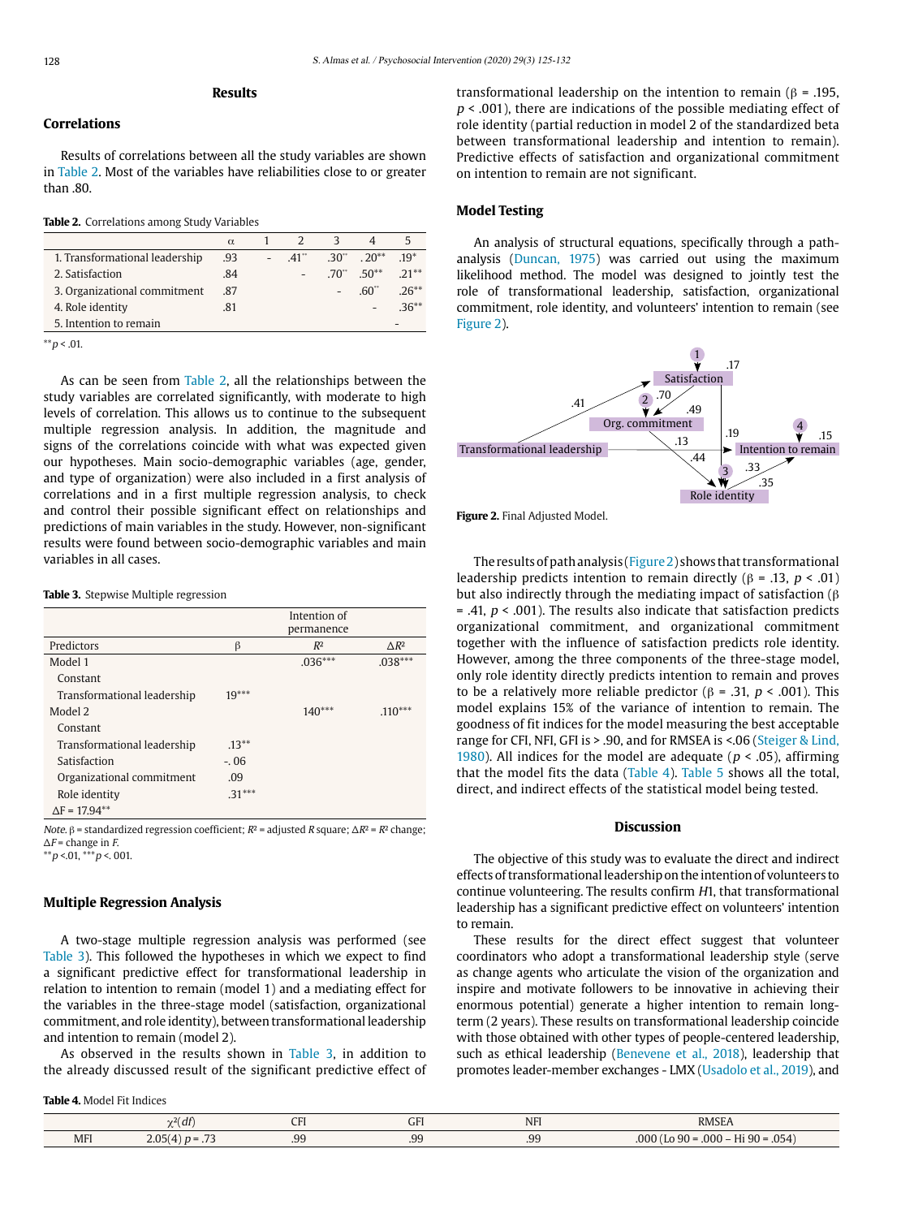## Results

### Correlations

Results of correlations between all the study variables are shown in Table 2. Most of the variables have reliabilities close to or greater than .80.

**Table 2.** Correlations among Study Variables

| | α | 1 | 2 | 3 | 4 | 5 |
|---|---|---|---|---|---|---|
| 1. Transformational leadership | .93 | - | .41** | .30** | .20** | .19* |
| 2. Satisfaction | .84 | | - | .70** | .50** | .21** |
| 3. Organizational commitment | .87 | | | - | .60** | .26** |
| 4. Role identity | .81 | | | | - | .36** |
| 5. Intention to remain | | | | | | - |

**$p < .01$.

As can be seen from Table 2, all the relationships between the study variables are correlated significantly, with moderate to high levels of correlation. This allows us to continue to the subsequent multiple regression analysis. In addition, the magnitude and signs of the correlations coincide with what was expected given our hypotheses. Main socio-demographic variables (age, gender, and type of organization) were also included in a first analysis of correlations and in a first multiple regression analysis, to check and control their possible significant effect on relationships and predictions of main variables in the study. However, non-significant results were found between socio-demographic variables and main variables in all cases.

**Table 3.** Stepwise Multiple regression

| | | Intention of permanence | |
|---|---|---|---|
| Predictors | β | $R^2$ | $\Delta R^2$ |
| Model 1 | | .036*** | .038*** |
| Constant | | | |
| Transformational leadership | 19*** | | |
| Model 2 | | 140*** | .110*** |
| Constant | | | |
| Transformational leadership | .13** | | |
| Satisfaction | -.06 | | |
| Organizational commitment | .09 | | |
| Role identity | .31*** | | |
| $\Delta F$ = 17.94** | | | |

*Note.* β = standardized regression coefficient; $R^2$ = adjusted $R$ square; $\Delta R^2$ = $R^2$ change; $\Delta F$ = change in $F$.
**$p < .01$, ***$p < .001$.

### Multiple Regression Analysis

A two-stage multiple regression analysis was performed (see Table 3). This followed the hypotheses in which we expect to find a significant predictive effect for transformational leadership in relation to intention to remain (model 1) and a mediating effect for the variables in the three-stage model (satisfaction, organizational commitment, and role identity), between transformational leadership and intention to remain (model 2).

As observed in the results shown in Table 3, in addition to the already discussed result of the significant predictive effect of transformational leadership on the intention to remain (β = .195, $p < .001$), there are indications of the possible mediating effect of role identity (partial reduction in model 2 of the standardized beta between transformational leadership and intention to remain). Predictive effects of satisfaction and organizational commitment on intention to remain are not significant.

### Model Testing

An analysis of structural equations, specifically through a path-analysis (Duncan, 1975) was carried out using the maximum likelihood method. The model was designed to jointly test the role of transformational leadership, satisfaction, organizational commitment, role identity, and volunteers' intention to remain (see Figure 2).

**Figure 2.** Final Adjusted Model.

The results of path analysis (Figure 2) shows that transformational leadership predicts intention to remain directly (β = .13, $p < .01$) but also indirectly through the mediating impact of satisfaction (β = .41, $p < .001$). The results also indicate that satisfaction predicts organizational commitment, and organizational commitment together with the influence of satisfaction predicts role identity. However, among the three components of the three-stage model, only role identity directly predicts intention to remain and proves to be a relatively more reliable predictor (β = .31, $p < .001$). This model explains 15% of the variance of intention to remain. The goodness of fit indices for the model measuring the best acceptable range for CFI, NFI, GFI is > .90, and for RMSEA is <.06 (Steiger & Lind, 1980). All indices for the model are adequate ($p < .05$), affirming that the model fits the data (Table 4). Table 5 shows all the total, direct, and indirect effects of the statistical model being tested.

**Table 4.** Model Fit Indices

| | $\chi^2(df)$ | CFI | GFI | NFI | RMSEA |
|---|---|---|---|---|---|
| MFI | 2.05(4) $p$ = .73 | .99 | .99 | .99 | .000 (Lo 90 = .000 – Hi 90 = .054) |

## Discussion

The objective of this study was to evaluate the direct and indirect effects of transformational leadership on the intention of volunteers to continue volunteering. The results confirm *H*1, that transformational leadership has a significant predictive effect on volunteers' intention to remain.

These results for the direct effect suggest that volunteer coordinators who adopt a transformational leadership style (serve as change agents who articulate the vision of the organization and inspire and motivate followers to be innovative in achieving their enormous potential) generate a higher intention to remain long-term (2 years). These results on transformational leadership coincide with those obtained with other types of people-centered leadership, such as ethical leadership (Benevene et al., 2018), leadership that promotes leader-member exchanges - LMX (Usadolo et al., 2019), and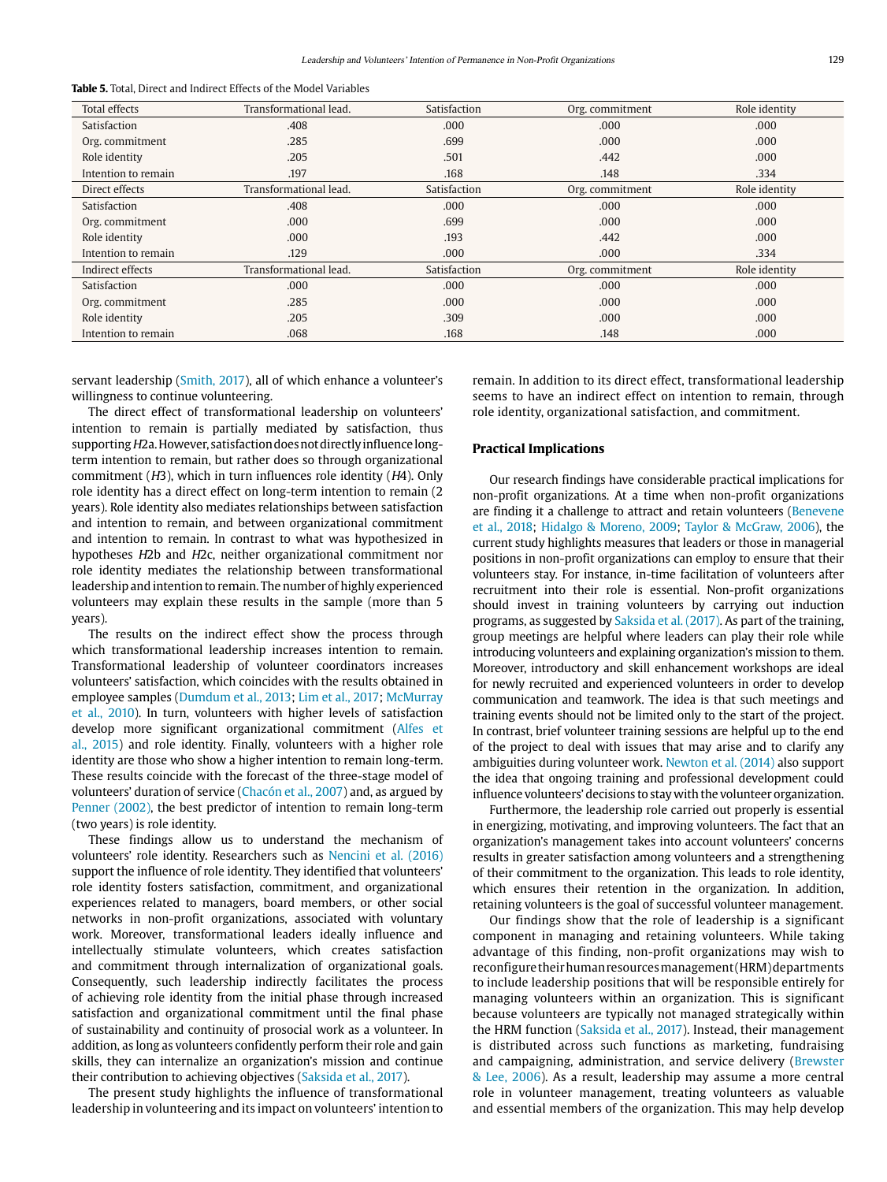**Table 5.** Total, Direct and Indirect Effects of the Model Variables

| Total effects | Transformational lead. | Satisfaction | Org. commitment | Role identity |
|---|---|---|---|---|
| Satisfaction | .408 | .000 | .000 | .000 |
| Org. commitment | .285 | .699 | .000 | .000 |
| Role identity | .205 | .501 | .442 | .000 |
| Intention to remain | .197 | .168 | .148 | .334 |
| **Direct effects** | **Transformational lead.** | **Satisfaction** | **Org. commitment** | **Role identity** |
| Satisfaction | .408 | .000 | .000 | .000 |
| Org. commitment | .000 | .699 | .000 | .000 |
| Role identity | .000 | .193 | .442 | .000 |
| Intention to remain | .129 | .000 | .000 | .334 |
| **Indirect effects** | **Transformational lead.** | **Satisfaction** | **Org. commitment** | **Role identity** |
| Satisfaction | .000 | .000 | .000 | .000 |
| Org. commitment | .285 | .000 | .000 | .000 |
| Role identity | .205 | .309 | .000 | .000 |
| Intention to remain | .068 | .168 | .148 | .000 |

servant leadership (Smith, 2017), all of which enhance a volunteer's willingness to continue volunteering.

The direct effect of transformational leadership on volunteers' intention to remain is partially mediated by satisfaction, thus supporting *H*2a. However, satisfaction does not directly influence long-term intention to remain, but rather does so through organizational commitment (*H*3), which in turn influences role identity (*H*4). Only role identity has a direct effect on long-term intention to remain (2 years). Role identity also mediates relationships between satisfaction and intention to remain, and between organizational commitment and intention to remain. In contrast to what was hypothesized in hypotheses *H*2b and *H*2c, neither organizational commitment nor role identity mediates the relationship between transformational leadership and intention to remain. The number of highly experienced volunteers may explain these results in the sample (more than 5 years).

The results on the indirect effect show the process through which transformational leadership increases intention to remain. Transformational leadership of volunteer coordinators increases volunteers' satisfaction, which coincides with the results obtained in employee samples (Dumdum et al., 2013; Lim et al., 2017; McMurray et al., 2010). In turn, volunteers with higher levels of satisfaction develop more significant organizational commitment (Alfes et al., 2015) and role identity. Finally, volunteers with a higher role identity are those who show a higher intention to remain long-term. These results coincide with the forecast of the three-stage model of volunteers' duration of service (Chacón et al., 2007) and, as argued by Penner (2002), the best predictor of intention to remain long-term (two years) is role identity.

These findings allow us to understand the mechanism of volunteers' role identity. Researchers such as Nencini et al. (2016) support the influence of role identity. They identified that volunteers' role identity fosters satisfaction, commitment, and organizational experiences related to managers, board members, or other social networks in non-profit organizations, associated with voluntary work. Moreover, transformational leaders ideally influence and intellectually stimulate volunteers, which creates satisfaction and commitment through internalization of organizational goals. Consequently, such leadership indirectly facilitates the process of achieving role identity from the initial phase through increased satisfaction and organizational commitment until the final phase of sustainability and continuity of prosocial work as a volunteer. In addition, as long as volunteers confidently perform their role and gain skills, they can internalize an organization's mission and continue their contribution to achieving objectives (Saksida et al., 2017).

The present study highlights the influence of transformational leadership in volunteering and its impact on volunteers' intention to remain. In addition to its direct effect, transformational leadership seems to have an indirect effect on intention to remain, through role identity, organizational satisfaction, and commitment.

## Practical Implications

Our research findings have considerable practical implications for non-profit organizations. At a time when non-profit organizations are finding it a challenge to attract and retain volunteers (Benevene et al., 2018; Hidalgo & Moreno, 2009; Taylor & McGraw, 2006), the current study highlights measures that leaders or those in managerial positions in non-profit organizations can employ to ensure that their volunteers stay. For instance, in-time facilitation of volunteers after recruitment into their role is essential. Non-profit organizations should invest in training volunteers by carrying out induction programs, as suggested by Saksida et al. (2017). As part of the training, group meetings are helpful where leaders can play their role while introducing volunteers and explaining organization's mission to them. Moreover, introductory and skill enhancement workshops are ideal for newly recruited and experienced volunteers in order to develop communication and teamwork. The idea is that such meetings and training events should not be limited only to the start of the project. In contrast, brief volunteer training sessions are helpful up to the end of the project to deal with issues that may arise and to clarify any ambiguities during volunteer work. Newton et al. (2014) also support the idea that ongoing training and professional development could influence volunteers' decisions to stay with the volunteer organization.

Furthermore, the leadership role carried out properly is essential in energizing, motivating, and improving volunteers. The fact that an organization's management takes into account volunteers' concerns results in greater satisfaction among volunteers and a strengthening of their commitment to the organization. This leads to role identity, which ensures their retention in the organization. In addition, retaining volunteers is the goal of successful volunteer management.

Our findings show that the role of leadership is a significant component in managing and retaining volunteers. While taking advantage of this finding, non-profit organizations may wish to reconfigure their human resources management (HRM) departments to include leadership positions that will be responsible entirely for managing volunteers within an organization. This is significant because volunteers are typically not managed strategically within the HRM function (Saksida et al., 2017). Instead, their management is distributed across such functions as marketing, fundraising and campaigning, administration, and service delivery (Brewster & Lee, 2006). As a result, leadership may assume a more central role in volunteer management, treating volunteers as valuable and essential members of the organization. This may help develop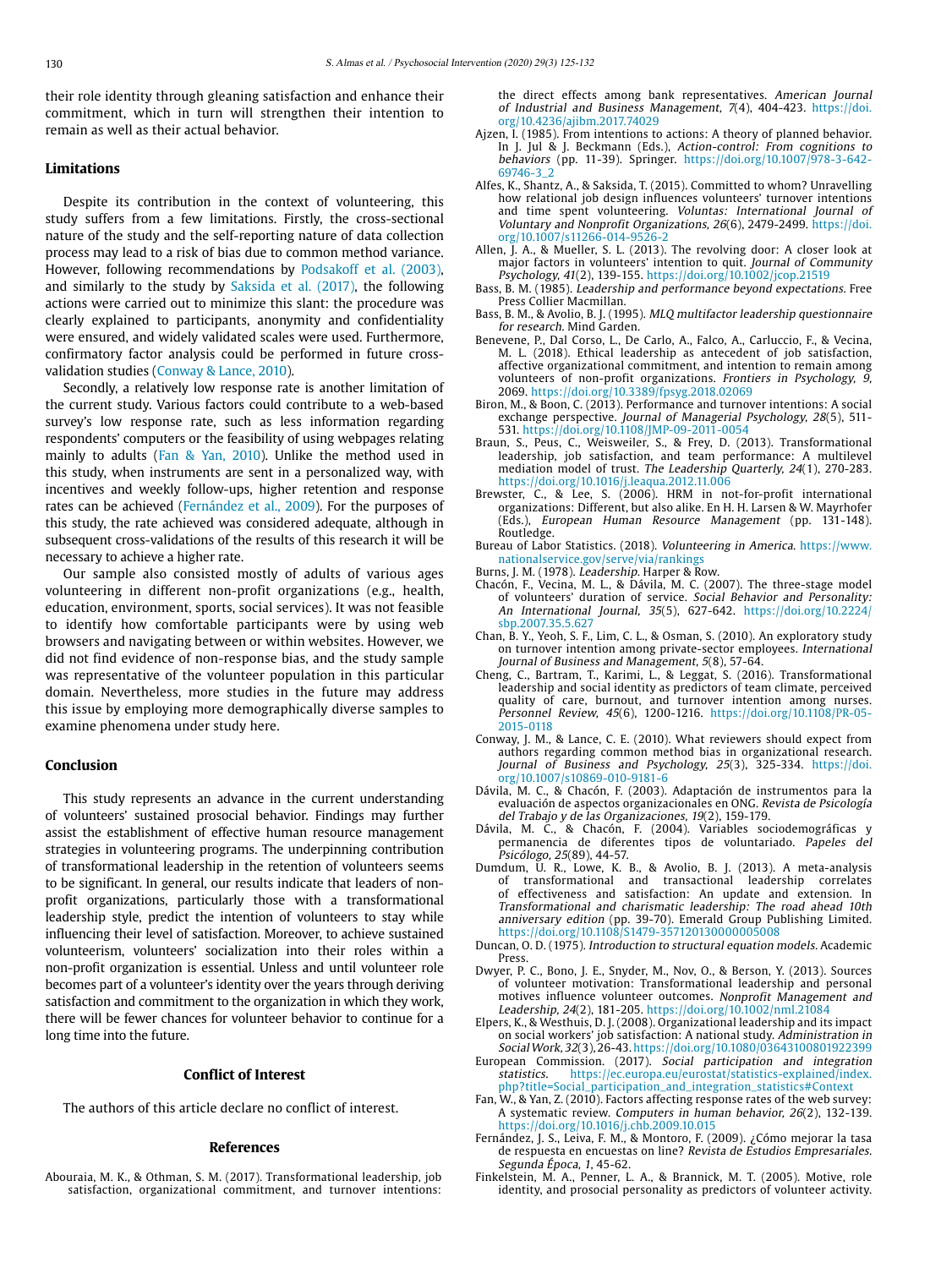their role identity through gleaning satisfaction and enhance their commitment, which in turn will strengthen their intention to remain as well as their actual behavior.

## Limitations

Despite its contribution in the context of volunteering, this study suffers from a few limitations. Firstly, the cross-sectional nature of the study and the self-reporting nature of data collection process may lead to a risk of bias due to common method variance. However, following recommendations by Podsakoff et al. (2003), and similarly to the study by Saksida et al. (2017), the following actions were carried out to minimize this slant: the procedure was clearly explained to participants, anonymity and confidentiality were ensured, and widely validated scales were used. Furthermore, confirmatory factor analysis could be performed in future cross-validation studies (Conway & Lance, 2010).

Secondly, a relatively low response rate is another limitation of the current study. Various factors could contribute to a web-based survey's low response rate, such as less information regarding respondents' computers or the feasibility of using webpages relating mainly to adults (Fan & Yan, 2010). Unlike the method used in this study, when instruments are sent in a personalized way, with incentives and weekly follow-ups, higher retention and response rates can be achieved (Fernández et al., 2009). For the purposes of this study, the rate achieved was considered adequate, although in subsequent cross-validations of the results of this research it will be necessary to achieve a higher rate.

Our sample also consisted mostly of adults of various ages volunteering in different non-profit organizations (e.g., health, education, environment, sports, social services). It was not feasible to identify how comfortable participants were by using web browsers and navigating between or within websites. However, we did not find evidence of non-response bias, and the study sample was representative of the volunteer population in this particular domain. Nevertheless, more studies in the future may address this issue by employing more demographically diverse samples to examine phenomena under study here.

## Conclusion

This study represents an advance in the current understanding of volunteers' sustained prosocial behavior. Findings may further assist the establishment of effective human resource management strategies in volunteering programs. The underpinning contribution of transformational leadership in the retention of volunteers seems to be significant. In general, our results indicate that leaders of non-profit organizations, particularly those with a transformational leadership style, predict the intention of volunteers to stay while influencing their level of satisfaction. Moreover, to achieve sustained volunteerism, volunteers' socialization into their roles within a non-profit organization is essential. Unless and until volunteer role becomes part of a volunteer's identity over the years through deriving satisfaction and commitment to the organization in which they work, there will be fewer chances for volunteer behavior to continue for a long time into the future.

## Conflict of Interest

The authors of this article declare no conflict of interest.

## References

Abouraia, M. K., & Othman, S. M. (2017). Transformational leadership, job satisfaction, organizational commitment, and turnover intentions: the direct effects among bank representatives. *American Journal of Industrial and Business Management, 7*(4), 404-423. https://doi.org/10.4236/ajibm.2017.74029

Ajzen, I. (1985). From intentions to actions: A theory of planned behavior. In J. Jul & J. Beckmann (Eds.), *Action-control: From cognitions to behaviors* (pp. 11-39). Springer. https://doi.org/10.1007/978-3-642-69746-3_2

Alfes, K., Shantz, A., & Saksida, T. (2015). Committed to whom? Unravelling how relational job design influences volunteers' turnover intentions and time spent volunteering. *Voluntas: International Journal of Voluntary and Nonprofit Organizations, 26*(6), 2479-2499. https://doi.org/10.1007/s11266-014-9526-2

Allen, J. A., & Mueller, S. L. (2013). The revolving door: A closer look at major factors in volunteers' intention to quit. *Journal of Community Psychology, 41*(2), 139-155. https://doi.org/10.1002/jcop.21519

Bass, B. M. (1985). *Leadership and performance beyond expectations*. Free Press Collier Macmillan.

Bass, B. M., & Avolio, B. J. (1995). *MLQ multifactor leadership questionnaire for research*. Mind Garden.

Benevene, P., Dal Corso, L., De Carlo, A., Falco, A., Carluccio, F., & Vecina, M. L. (2018). Ethical leadership as antecedent of job satisfaction, affective organizational commitment, and intention to remain among volunteers of non-profit organizations. *Frontiers in Psychology, 9*, 2069. https://doi.org/10.3389/fpsyg.2018.02069

Biron, M., & Boon, C. (2013). Performance and turnover intentions: A social exchange perspective. *Journal of Managerial Psychology, 28*(5), 511-531. https://doi.org/10.1108/JMP-09-2011-0054

Braun, S., Peus, C., Weisweiler, S., & Frey, D. (2013). Transformational leadership, job satisfaction, and team performance: A multilevel mediation model of trust. *The Leadership Quarterly, 24*(1), 270-283. https://doi.org/10.1016/j.leaqua.2012.11.006

Brewster, C., & Lee, S. (2006). HRM in not-for-profit international organizations: Different, but also alike. En H. H. Larsen & W. Mayrhofer (Eds.), *European Human Resource Management* (pp. 131-148). Routledge.

Bureau of Labor Statistics. (2018). *Volunteering in America*. https://www.nationalservice.gov/serve/via/rankings

Burns, J. M. (1978). *Leadership*. Harper & Row.

Chacón, F., Vecina, M. L., & Dávila, M. C. (2007). The three-stage model of volunteers' duration of service. *Social Behavior and Personality: An International Journal, 35*(5), 627-642. https://doi.org/10.2224/sbp.2007.35.5.627

Chan, B. Y., Yeoh, S. F., Lim, C. L., & Osman, S. (2010). An exploratory study on turnover intention among private-sector employees. *International Journal of Business and Management, 5*(8), 57-64.

Cheng, C., Bartram, T., Karimi, L., & Leggat, S. (2016). Transformational leadership and social identity as predictors of team climate, perceived quality of care, burnout, and turnover intention among nurses. *Personnel Review, 45*(6), 1200-1216. https://doi.org/10.1108/PR-05-2015-0118

Conway, J. M., & Lance, C. E. (2010). What reviewers should expect from authors regarding common method bias in organizational research. *Journal of Business and Psychology, 25*(3), 325-334. https://doi.org/10.1007/s10869-010-9181-6

Dávila, M. C., & Chacón, F. (2003). Adaptación de instrumentos para la evaluación de aspectos organizacionales en ONG. *Revista de Psicología del Trabajo y de las Organizaciones, 19*(2), 159-179.

Dávila, M. C., & Chacón, F. (2004). Variables sociodemográficas y permanencia de diferentes tipos de voluntariado. *Papeles del Psicólogo, 25*(89), 44-57.

Dumdum, U. R., Lowe, K. B., & Avolio, B. J. (2013). A meta-analysis of transformational and transactional leadership correlates of effectiveness and satisfaction: An update and extension. In *Transformational and charismatic leadership: The road ahead 10th anniversary edition* (pp. 39-70). Emerald Group Publishing Limited. https://doi.org/10.1108/S1479-357120130000005008

Duncan, O. D. (1975). *Introduction to structural equation models*. Academic Press.

Dwyer, P. C., Bono, J. E., Snyder, M., Nov, O., & Berson, Y. (2013). Sources of volunteer motivation: Transformational leadership and personal motives influence volunteer outcomes. *Nonprofit Management and Leadership, 24*(2), 181-205. https://doi.org/10.1002/nml.21084

Elpers, K., & Westhuis, D. J. (2008). Organizational leadership and its impact on social workers' job satisfaction: A national study. *Administration in Social Work, 32*(3), 26-43. https://doi.org/10.1080/03643100801922399

European Commission. (2017). *Social participation and integration statistics*. https://ec.europa.eu/eurostat/statistics-explained/index.php?title=Social_participation_and_integration_statistics#Context

Fan, W., & Yan, Z. (2010). Factors affecting response rates of the web survey: A systematic review. *Computers in human behavior, 26*(2), 132-139. https://doi.org/10.1016/j.chb.2009.10.015

Fernández, J. S., Leiva, F. M., & Montoro, F. (2009). ¿Cómo mejorar la tasa de respuesta en encuestas on line? *Revista de Estudios Empresariales. Segunda Época, 1*, 45-62.

Finkelstein, M. A., Penner, L. A., & Brannick, M. T. (2005). Motive, role identity, and prosocial personality as predictors of volunteer activity.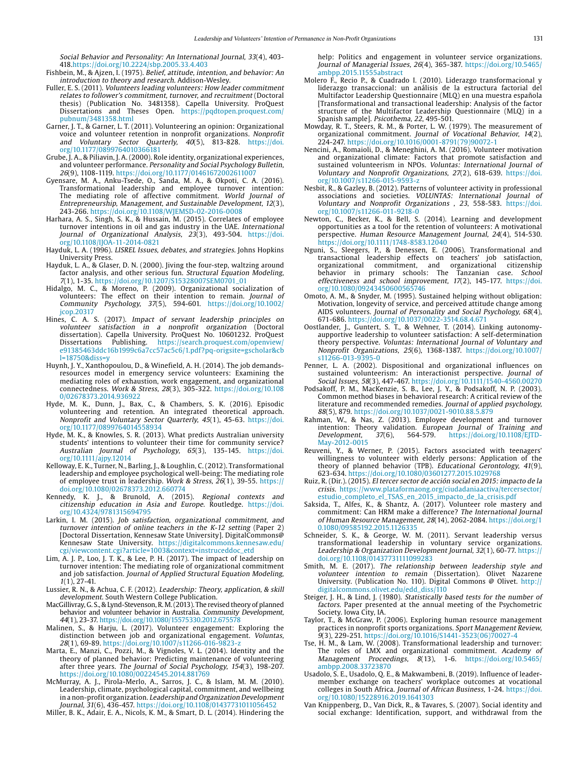*Social Behavior and Personality: An International Journal, 33*(4), 403-418.https://doi.org/10.2224/sbp.2005.33.4.403

Fishbein, M., & Ajzen, I. (1975). *Belief, attitude, intention, and behavior: An introduction to theory and research.* Addison-Wesley.

Fuller, E. S. (2011). *Volunteers leading volunteers: How leader commitment relates to follower's commitment, turnover, and recruitment* (Doctoral thesis) (Publication No. 3481358). Capella University. ProQuest Dissertations and Theses Open. https://pqdtopen.proquest.com/pubnum/3481358.html

Garner, J. T., & Garner, L. T. (2011). Volunteering an opinion: Organizational voice and volunteer retention in nonprofit organizations. *Nonprofit and Voluntary Sector Quarterly, 40*(5), 813-828. https://doi.org/10.1177/0899764010366181

Grube, J. A., & Piliavin, J. A. (2000). Role identity, organizational experiences, and volunteer performance. *Personality and Social Psychology Bulletin, 26*(9), 1108-1119. https://doi.org/10.1177/01461672002611007

Gyensare, M. A., Anku-Tsede, O., Sanda, M. A., & Okpoti, C. A. (2016). Transformational leadership and employee turnover intention: The mediating role of affective commitment. *World Journal of Entrepreneurship, Management, and Sustainable Development, 12*(3), 243-266. https://doi.org/10.1108/WJEMSD-02-2016-0008

Harhara, A. S., Singh, S. K., & Hussain, M. (2015). Correlates of employee turnover intentions in oil and gas industry in the UAE. *International Journal of Organizational Analysis, 23*(3), 493-504. https://doi.org/10.1108/IJOA-11-2014-0821

Hayduk, L. A. (1996). *LISREL Issues, debates, and strategies.* Johns Hopkins University Press.

Hayduk, L. A., & Glaser, D. N. (2000). Jiving the four-step, waltzing around factor analysis, and other serious fun. *Structural Equation Modeling, 7*(1), 1-35. https://doi.org/10.1207/S15328007SEM0701_01

Hidalgo, M. C., & Moreno, P. (2009). Organizational socialization of volunteers: The effect on their intention to remain. *Journal of Community Psychology, 37*(5), 594-601. https://doi.org/10.1002/jcop.20317

Hines, C. A. S. (2017). *Impact of servant leadership principles on volunteer satisfaction in a nonprofit organization* (Doctoral dissertation). Capella University. ProQuest No. 10601232. ProQuest Dissertations Publishing. https://search.proquest.com/openview/e91385463ddc16b1999c6a7cc57ac5c6/1.pdf?pq-origsite=gscholar&cbl=18750&diss=y

Huynh, J. Y., Xanthopoulou, D., & Winefield, A. H. (2014). The job demands-resources model in emergency service volunteers: Examining the mediating roles of exhaustion, work engagement, and organizational connectedness. *Work & Stress, 28*(3), 305-322. https://doi.org/10.1080/02678373.2014.936922

Hyde, M. K., Dunn, J., Bax, C., & Chambers, S. K. (2016). Episodic volunteering and retention. An integrated theoretical approach. *Nonprofit and Voluntary Sector Quarterly, 45*(1), 45-63. https://doi.org/10.1177/0899764014558934

Hyde, M. K., & Knowles, S. R. (2013). What predicts Australian university students' intentions to volunteer their time for community service? *Australian Journal of Psychology, 65*(3), 135-145. https://doi.org/10.1111/ajpy.12014

Kelloway, E. K., Turner, N., Barling, J., & Loughlin, C. (2012). Transformational leadership and employee psychological well-being: The mediating role of employee trust in leadership. *Work & Stress, 26*(1), 39-55. https://doi.org/10.1080/02678373.2012.660774

Kennedy, K. J., & Brunold, A. (2015). *Regional contexts and citizenship education in Asia and Europe.* Routledge. https://doi.org/10.4324/9781315694795

Larkin, I. M. (2015). *Job satisfaction, organizational commitment, and turnover intention of online teachers in the K-12 setting* (Paper 2) [Doctoral Dissertation, Kennesaw State University]. DigitalCommons@Kennesaw State University. https://digitalcommons.kennesaw.edu/cgi/viewcontent.cgi?article=1003&context=instruceddoc_etd

Lim, A. J. P., Loo, J. T. K., & Lee, P. H. (2017). The impact of leadership on turnover intention: The mediating role of organizational commitment and job satisfaction. *Journal of Applied Structural Equation Modeling, 1*(1), 27-41.

Lussier, R. N., & Achua, C. F. (2012). *Leadership: Theory, application, & skill development.* South Western College Publication.

MacGillivray, G. S., & Lynd-Stevenson, R. M. (2013). The revised theory of planned behavior and volunteer behavior in Australia. *Community Development, 44*(1), 23-37. https://doi.org/10.1080/15575330.2012.675578

Malinen, S., & Harju, L. (2017). Volunteer engagement: Exploring the distinction between job and organizational engagement. *Voluntas, 28*(1), 69-89. https://doi.org/10.1007/s11266-016-9823-z

Marta, E., Manzi, C., Pozzi, M., & Vignoles, V. L. (2014). Identity and the theory of planned behavior: Predicting maintenance of volunteering after three years. *The Journal of Social Psychology, 154*(3), 198-207. https://doi.org/10.1080/00224545.2014.881769

McMurray, A. J., Pirola-Merlo, A., Sarros, J. C., & Islam, M. M. (2010). Leadership, climate, psychological capital, commitment, and wellbeing in a non-profit organization. *Leadership and Organization Development Journal, 31*(6), 436-457. https://doi.org/10.1108/01437731011056452

Miller, B. K., Adair, E. A., Nicols, K. M., & Smart, D. L. (2014). Hindering the help: Politics and engagement in volunteer service organizations. *Journal of Managerial Issues, 26*(4), 365-387. https://doi.org/10.5465/ambpp.2015.11555abstract

Molero F., Recio P., & Cuadrado I. (2010). Liderazgo transformacional y liderazgo transaccional: un análisis de la estructura factorial del Multifactor Leadership Questionnaire (MLQ) en una muestra española [Transformational and transactional leadership: Analysis of the factor structure of the Multifactor Leadership Questionnaire (MLQ) in a Spanish sample]. *Psicothema, 22*, 495-501.

Mowday, R. T., Steers, R. M., & Porter, L. W. (1979). The measurement of organizational commitment. *Journal of Vocational Behavior, 14*(2), 224-247. https://doi.org/10.1016/0001-8791(79)90072-1

Nencini, A., Romaioli, D., & Meneghini, A. M. (2016). Volunteer motivation and organizational climate: Factors that promote satisfaction and sustained volunteerism in NPOs. *Voluntas: International Journal of Voluntary and Nonprofit Organizations, 27*(2), 618-639. https://doi.org/10.1007/s11266-015-9593-z

Nesbit, R., & Gazley, B. (2012). Patterns of volunteer activity in professional associations and societies. *VOLUNTAS: International Journal of Voluntary and Nonprofit Organizations , 23*, 558-583. https://doi.org/10.1007/s11266-011-9218-0

Newton, C., Becker, K., & Bell, S. (2014). Learning and development opportunities as a tool for the retention of volunteers: A motivational perspective. *Human Resource Management Journal, 24*(4), 514-530. https://doi.org/10.1111/1748-8583.12040

Nguni, S., Sleegers, P., & Denessen, E. (2006). Transformational and transactional leadership effects on teachers' job satisfaction, organizational commitment, and organizational citizenship behavior in primary schools: The Tanzanian case. *School effectiveness and school improvement, 17*(2), 145-177. https://doi.org/10.1080/09243450600565746

Omoto, A. M., & Snyder, M. (1995). Sustained helping without obligation: Motivation, longevity of service, and perceived attitude change among AIDS volunteers. *Journal of Personality and Social Psychology, 68*(4), 671-686. https://doi.org/10.1037/0022-3514.68.4.671

Oostlander, J., Guntert, S. T., & Wehner, T. (2014). Linking autonomy-supportive leadership to volunteer satisfaction: A self-determination theory perspective. *Voluntas: International Journal of Voluntary and Nonprofit Organizations, 25*(6), 1368-1387. https://doi.org/10.1007/s11266-013-9395-0

Penner, L. A. (2002). Dispositional and organizational influences on sustained volunteerism: An interactionist perspective. *Journal of Social Issues, 58*(3), 447-467. https://doi.org/10.1111/1540-4560.00270

Podsakoff, P. M., MacKenzie, S. B., Lee, J. Y., & Podsakoff, N. P. (2003). Common method biases in behavioral research: A critical review of the literature and recommended remedies. *Journal of applied psychology, 88*(5), 879. https://doi.org/10.1037/0021-9010.88.5.879

Rahman, W., & Nas, Z. (2013). Employee development and turnover intention: Theory validation. *European Journal of Training and Development, 37*(6), 564-579. https://doi.org/10.1108/EJTD-May-2012-0015

Reuveni, Y., & Werner, P. (2015). Factors associated with teenagers' willingness to volunteer with elderly persons: Application of the theory of planned behavior (TPB). *Educational Gerontology, 41*(9), 623-634. https://doi.org/10.1080/03601277.2015.1029768

Ruiz, R. (Dir.). (2015). *El tercer sector de acción social en 2015: impacto de la crisis.* https://www.plataformaong.org/ciudadaniaactiva/tercersector/estudio_completo_el_TSAS_en_2015_impacto_de_la_crisis.pdf

Saksida, T., Alfes, K., & Shantz, A. (2017). Volunteer role mastery and commitment: Can HRM make a difference? *The International Journal of Human Resource Management, 28*(14), 2062-2084. https://doi.org/10.1080/09585192.2015.1126335

Schneider, S. K., & George, W. M. (2011). Servant leadership versus transformational leadership in voluntary service organizations. *Leadership & Organization Development Journal, 32*(1), 60-77. https://doi.org/10.1108/01437731111099283

Smith, M. E. (2017). *The relationship between leadership style and volunteer intention to remain* (Dissertation). Olivet Nazarene University. (Publication No. 110). Digital Commons @ Olivet. http://digitalcommons.olivet.edu/edd_diss/110

Steiger, J. H., & Lind, J. (1980). *Statistically based tests for the number of factors.* Paper presented at the annual meeting of the Psychometric Society. Iowa City, IA.

Taylor, T., & McGraw, P. (2006). Exploring human resource management practices in nonprofit sports organizations. *Sport Management Review, 9*(3), 229-251. https://doi.org/10.1016/S1441-3523(06)70027-4

Tse, H. M., & Lam, W. (2008). Transformational leadership and turnover: The roles of LMX and organizational commitment. *Academy of Management Proceedings, 8*(13), 1-6. https://doi.org/10.5465/ambpp.2008.33723870

Usadolo, S. E., Usadolo, Q. E., & Makwambeni, B. (2019). Influence of leader-member exchange on teachers' workplace outcomes at vocational colleges in South Africa. *Journal of African Business*, 1-24. https://doi.org/10.1080/15228916.2019.1641303

Van Knippenberg, D., Van Dick, R., & Tavares, S. (2007). Social identity and social exchange: Identification, support, and withdrawal from the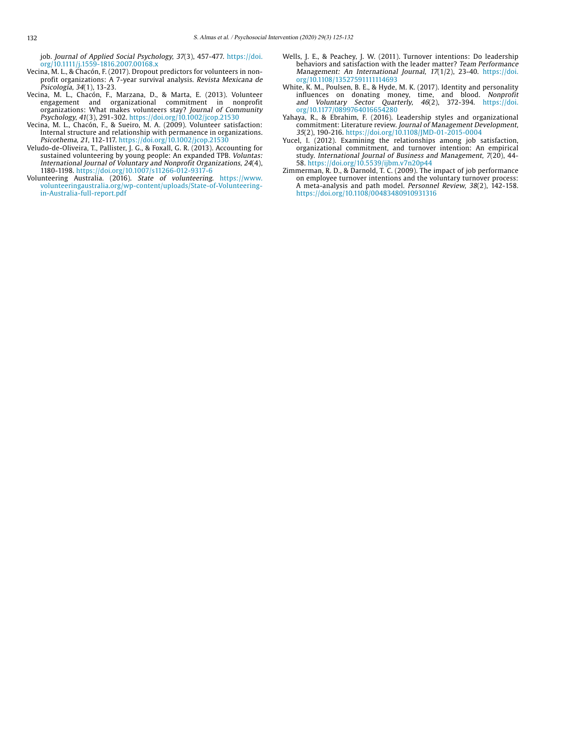job. *Journal of Applied Social Psychology, 37*(3), 457-477. https://doi.org/10.1111/j.1559-1816.2007.00168.x

Vecina, M. L., & Chacón, F. (2017). Dropout predictors for volunteers in non-profit organizations: A 7-year survival analysis. *Revista Mexicana de Psicología, 34*(1), 13-23.

Vecina, M. L., Chacón, F., Marzana, D., & Marta, E. (2013). Volunteer engagement and organizational commitment in nonprofit organizations: What makes volunteers stay? *Journal of Community Psychology, 41*(3), 291-302. https://doi.org/10.1002/jcop.21530

Vecina, M. L., Chacón, F., & Sueiro, M. A. (2009). Volunteer satisfaction: Internal structure and relationship with permanence in organizations. *Psicothema, 21*, 112-117. https://doi.org/10.1002/jcop.21530

Veludo-de-Oliveira, T., Pallister, J. G., & Foxall, G. R. (2013). Accounting for sustained volunteering by young people: An expanded TPB. *Voluntas: International Journal of Voluntary and Nonprofit Organizations, 24*(4), 1180-1198. https://doi.org/10.1007/s11266-012-9317-6

Volunteering Australia. (2016). *State of volunteering*. https://www.volunteeringaustralia.org/wp-content/uploads/State-of-Volunteering-in-Australia-full-report.pdf

Wells, J. E., & Peachey, J. W. (2011). Turnover intentions: Do leadership behaviors and satisfaction with the leader matter? *Team Performance Management: An International Journal, 17*(1/2), 23-40. https://doi.org/10.1108/13527591111114693

White, K. M., Poulsen, B. E., & Hyde, M. K. (2017). Identity and personality influences on donating money, time, and blood. *Nonprofit and Voluntary Sector Quarterly, 46*(2), 372-394. https://doi.org/10.1177/0899764016654280

Yahaya, R., & Ebrahim, F. (2016). Leadership styles and organizational commitment: Literature review. *Journal of Management Development, 35*(2), 190-216. https://doi.org/10.1108/JMD-01-2015-0004

Yucel, I. (2012). Examining the relationships among job satisfaction, organizational commitment, and turnover intention: An empirical study. *International Journal of Business and Management, 7*(20), 44-58. https://doi.org/10.5539/ijbm.v7n20p44

Zimmerman, R. D., & Darnold, T. C. (2009). The impact of job performance on employee turnover intentions and the voluntary turnover process: A meta-analysis and path model. *Personnel Review, 38*(2), 142-158. https://doi.org/10.1108/00483480910931316